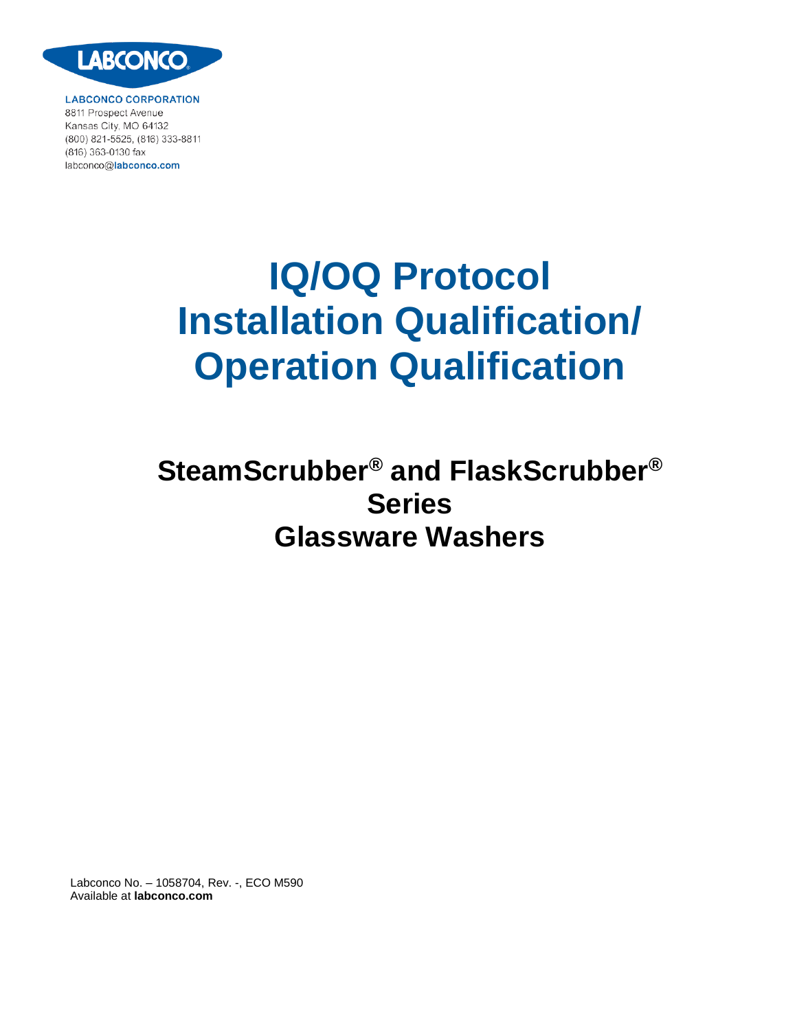LABCONCO

**LABCONCO CORPORATION**
8811 Prospect Avenue
Kansas City, MO 64132
(800) 821-5525, (816) 333-8811
(816) 363-0130 fax
labconco@**labconco.com**

# IQ/OQ Protocol
# Installation Qualification/
# Operation Qualification

## SteamScrubber® and FlaskScrubber® Series
## Glassware Washers

Labconco No. – 1058704, Rev. -, ECO M590
Available at **labconco.com**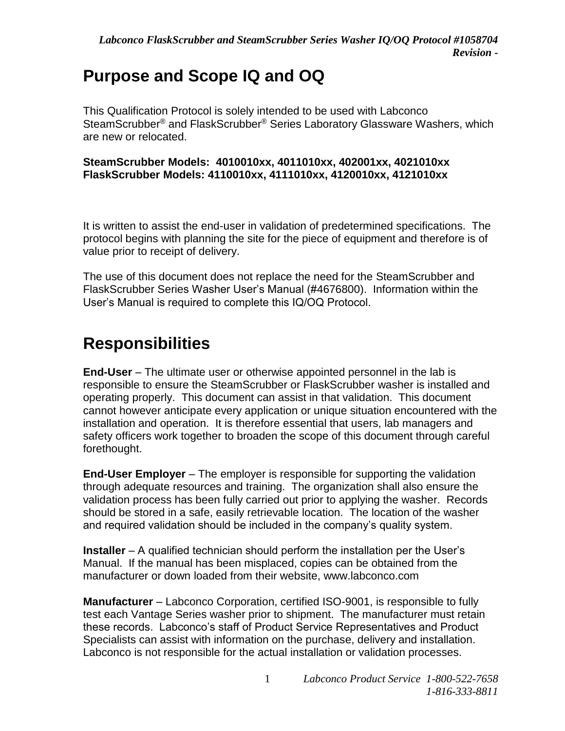# Purpose and Scope IQ and OQ

This Qualification Protocol is solely intended to be used with Labconco SteamScrubber® and FlaskScrubber® Series Laboratory Glassware Washers, which are new or relocated.

**SteamScrubber Models: 4010010xx, 4011010xx, 402001xx, 4021010xx**
**FlaskScrubber Models: 4110010xx, 4111010xx, 4120010xx, 4121010xx**

It is written to assist the end-user in validation of predetermined specifications. The protocol begins with planning the site for the piece of equipment and therefore is of value prior to receipt of delivery.

The use of this document does not replace the need for the SteamScrubber and FlaskScrubber Series Washer User's Manual (#4676800). Information within the User's Manual is required to complete this IQ/OQ Protocol.

# Responsibilities

**End-User** – The ultimate user or otherwise appointed personnel in the lab is responsible to ensure the SteamScrubber or FlaskScrubber washer is installed and operating properly. This document can assist in that validation. This document cannot however anticipate every application or unique situation encountered with the installation and operation. It is therefore essential that users, lab managers and safety officers work together to broaden the scope of this document through careful forethought.

**End-User Employer** – The employer is responsible for supporting the validation through adequate resources and training. The organization shall also ensure the validation process has been fully carried out prior to applying the washer. Records should be stored in a safe, easily retrievable location. The location of the washer and required validation should be included in the company's quality system.

**Installer** – A qualified technician should perform the installation per the User's Manual. If the manual has been misplaced, copies can be obtained from the manufacturer or down loaded from their website, www.labconco.com

**Manufacturer** – Labconco Corporation, certified ISO-9001, is responsible to fully test each Vantage Series washer prior to shipment. The manufacturer must retain these records. Labconco's staff of Product Service Representatives and Product Specialists can assist with information on the purchase, delivery and installation. Labconco is not responsible for the actual installation or validation processes.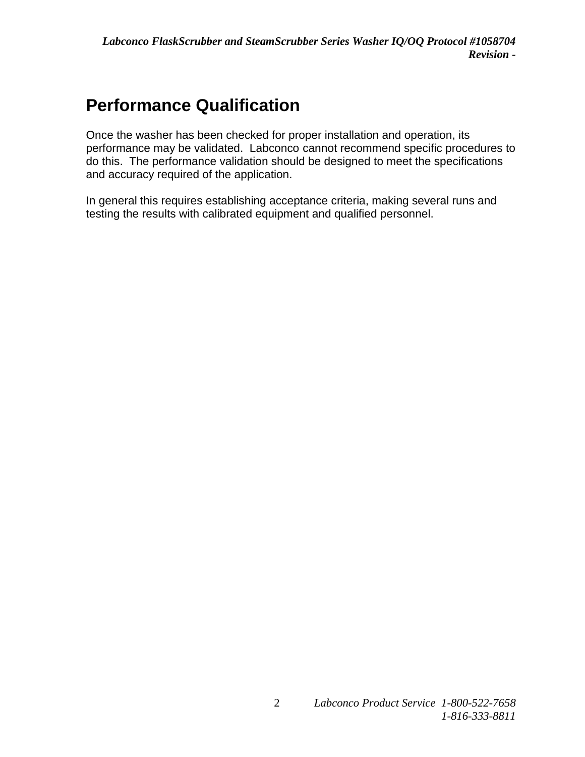# Performance Qualification

Once the washer has been checked for proper installation and operation, its performance may be validated. Labconco cannot recommend specific procedures to do this. The performance validation should be designed to meet the specifications and accuracy required of the application.

In general this requires establishing acceptance criteria, making several runs and testing the results with calibrated equipment and qualified personnel.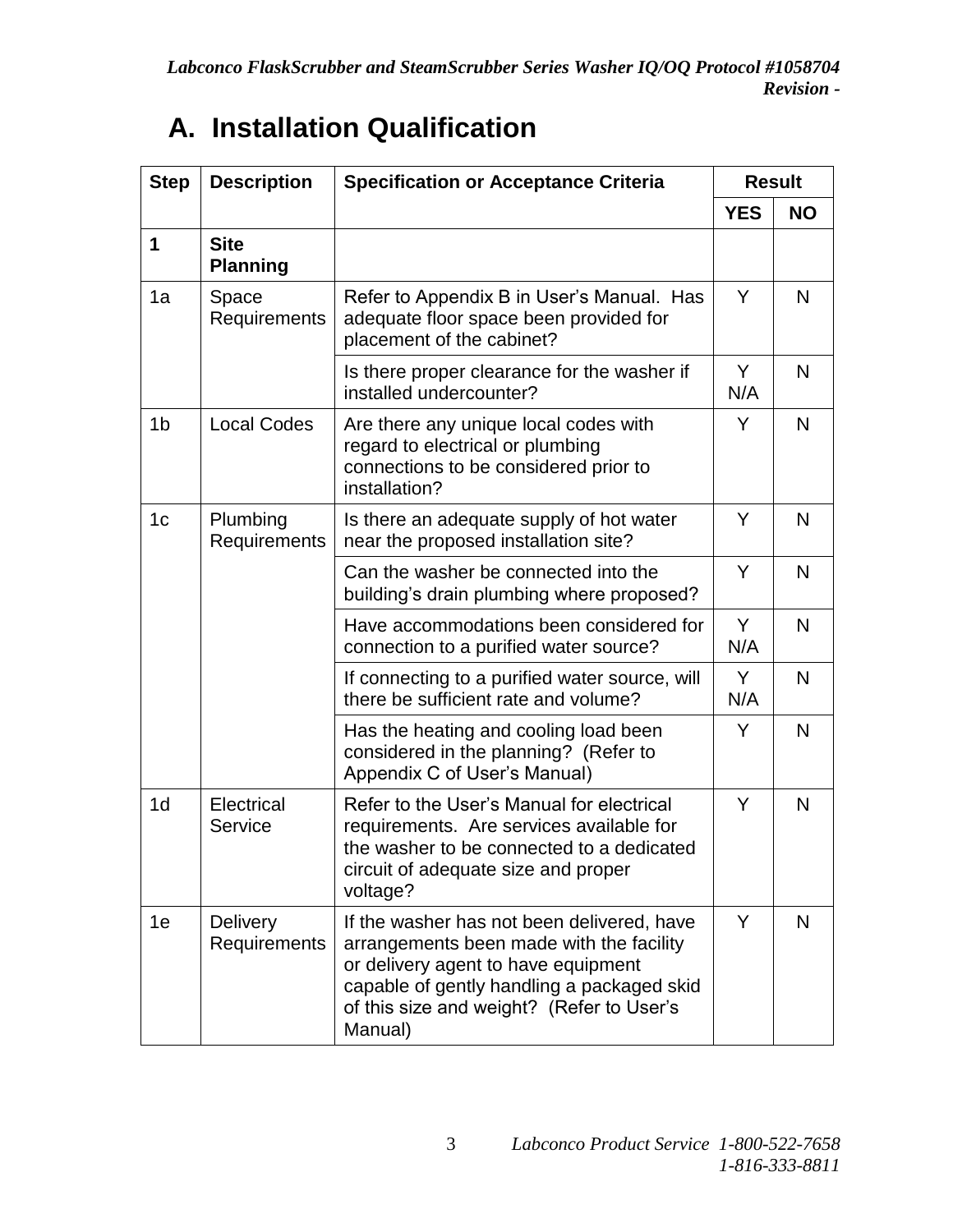# A. Installation Qualification

| Step | Description | Specification or Acceptance Criteria | Result | |
|---|---|---|---|---|
| | | | YES | NO |
| **1** | **Site Planning** | | | |
| 1a | Space Requirements | Refer to Appendix B in User's Manual. Has adequate floor space been provided for placement of the cabinet? | Y | N |
| | | Is there proper clearance for the washer if installed undercounter? | Y N/A | N |
| 1b | Local Codes | Are there any unique local codes with regard to electrical or plumbing connections to be considered prior to installation? | Y | N |
| 1c | Plumbing Requirements | Is there an adequate supply of hot water near the proposed installation site? | Y | N |
| | | Can the washer be connected into the building's drain plumbing where proposed? | Y | N |
| | | Have accommodations been considered for connection to a purified water source? | Y N/A | N |
| | | If connecting to a purified water source, will there be sufficient rate and volume? | Y N/A | N |
| | | Has the heating and cooling load been considered in the planning? (Refer to Appendix C of User's Manual) | Y | N |
| 1d | Electrical Service | Refer to the User's Manual for electrical requirements. Are services available for the washer to be connected to a dedicated circuit of adequate size and proper voltage? | Y | N |
| 1e | Delivery Requirements | If the washer has not been delivered, have arrangements been made with the facility or delivery agent to have equipment capable of gently handling a packaged skid of this size and weight? (Refer to User's Manual) | Y | N |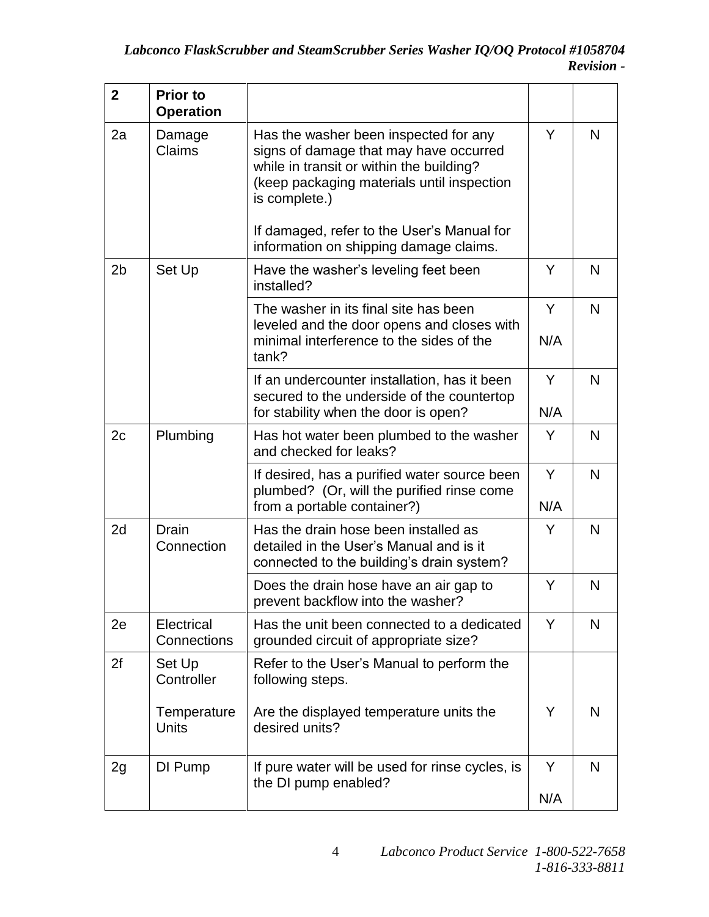| 2 | **Prior to Operation** | | | |
|---|---|---|---|---|
| 2a | Damage Claims | Has the washer been inspected for any signs of damage that may have occurred while in transit or within the building? (keep packaging materials until inspection is complete.)<br><br>If damaged, refer to the User's Manual for information on shipping damage claims. | Y | N |
| 2b | Set Up | Have the washer's leveling feet been installed? | Y | N |
| | | The washer in its final site has been leveled and the door opens and closes with minimal interference to the sides of the tank? | Y<br><br>N/A | N |
| | | If an undercounter installation, has it been secured to the underside of the countertop for stability when the door is open? | Y<br><br>N/A | N |
| 2c | Plumbing | Has hot water been plumbed to the washer and checked for leaks? | Y | N |
| | | If desired, has a purified water source been plumbed? (Or, will the purified rinse come from a portable container?) | Y<br><br>N/A | N |
| 2d | Drain Connection | Has the drain hose been installed as detailed in the User's Manual and is it connected to the building's drain system? | Y | N |
| | | Does the drain hose have an air gap to prevent backflow into the washer? | Y | N |
| 2e | Electrical Connections | Has the unit been connected to a dedicated grounded circuit of appropriate size? | Y | N |
| 2f | Set Up Controller<br><br>Temperature Units | Refer to the User's Manual to perform the following steps.<br><br>Are the displayed temperature units the desired units? | Y | N |
| 2g | DI Pump | If pure water will be used for rinse cycles, is the DI pump enabled? | Y<br><br>N/A | N |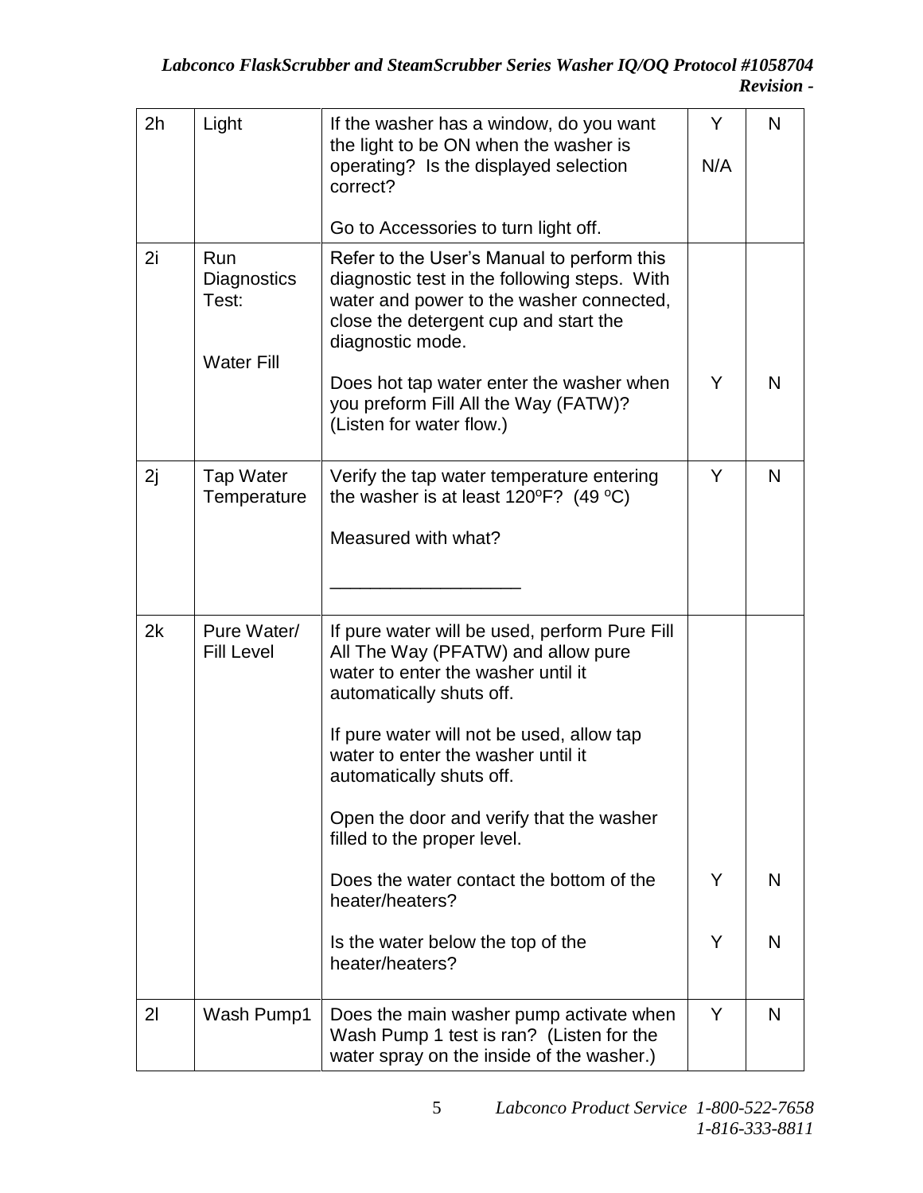| | | | | |
|---|---|---|---|---|
| 2h | Light | If the washer has a window, do you want the light to be ON when the washer is operating? Is the displayed selection correct?<br><br>Go to Accessories to turn light off. | Y<br><br>N/A | N |
| 2i | Run Diagnostics Test:<br><br>Water Fill | Refer to the User's Manual to perform this diagnostic test in the following steps. With water and power to the washer connected, close the detergent cup and start the diagnostic mode.<br><br>Does hot tap water enter the washer when you preform Fill All the Way (FATW)? (Listen for water flow.) | Y | N |
| 2j | Tap Water Temperature | Verify the tap water temperature entering the washer is at least 120ºF? (49 ºC)<br><br>Measured with what?<br><br>___________________ | Y | N |
| 2k | Pure Water/ Fill Level | If pure water will be used, perform Pure Fill All The Way (PFATW) and allow pure water to enter the washer until it automatically shuts off.<br><br>If pure water will not be used, allow tap water to enter the washer until it automatically shuts off.<br><br>Open the door and verify that the washer filled to the proper level.<br><br>Does the water contact the bottom of the heater/heaters?<br><br>Is the water below the top of the heater/heaters? | Y<br><br>Y | N<br><br>N |
| 2l | Wash Pump1 | Does the main washer pump activate when Wash Pump 1 test is ran? (Listen for the water spray on the inside of the washer.) | Y | N |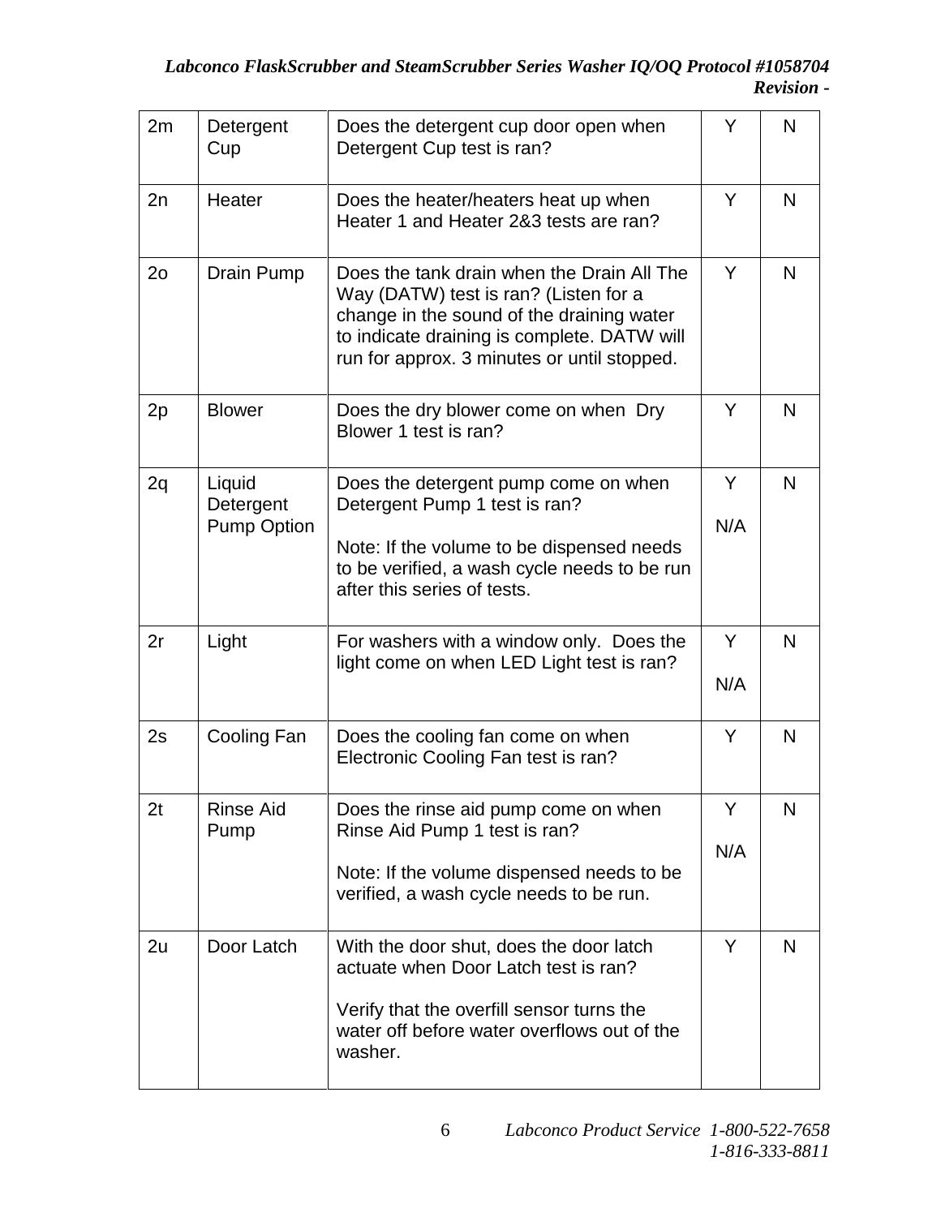| 2m | Detergent Cup | Does the detergent cup door open when Detergent Cup test is ran? | Y | N |
|---|---|---|---|---|
| 2n | Heater | Does the heater/heaters heat up when Heater 1 and Heater 2&3 tests are ran? | Y | N |
| 2o | Drain Pump | Does the tank drain when the Drain All The Way (DATW) test is ran? (Listen for a change in the sound of the draining water to indicate draining is complete. DATW will run for approx. 3 minutes or until stopped. | Y | N |
| 2p | Blower | Does the dry blower come on when Dry Blower 1 test is ran? | Y | N |
| 2q | Liquid Detergent Pump Option | Does the detergent pump come on when Detergent Pump 1 test is ran?<br><br>Note: If the volume to be dispensed needs to be verified, a wash cycle needs to be run after this series of tests. | Y<br><br>N/A | N |
| 2r | Light | For washers with a window only. Does the light come on when LED Light test is ran? | Y<br><br>N/A | N |
| 2s | Cooling Fan | Does the cooling fan come on when Electronic Cooling Fan test is ran? | Y | N |
| 2t | Rinse Aid Pump | Does the rinse aid pump come on when Rinse Aid Pump 1 test is ran?<br><br>Note: If the volume dispensed needs to be verified, a wash cycle needs to be run. | Y<br><br>N/A | N |
| 2u | Door Latch | With the door shut, does the door latch actuate when Door Latch test is ran?<br><br>Verify that the overfill sensor turns the water off before water overflows out of the washer. | Y | N |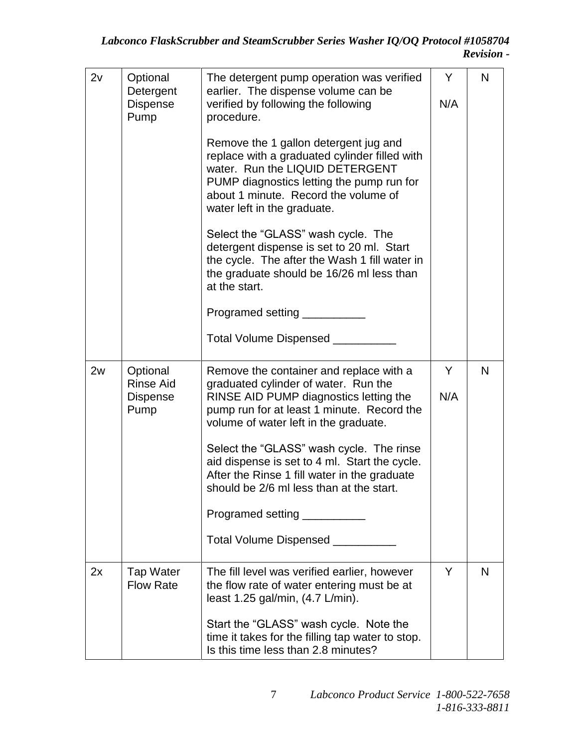| 2v | Optional Detergent Dispense Pump | The detergent pump operation was verified earlier. The dispense volume can be verified by following the following procedure.<br><br>Remove the 1 gallon detergent jug and replace with a graduated cylinder filled with water. Run the LIQUID DETERGENT PUMP diagnostics letting the pump run for about 1 minute. Record the volume of water left in the graduate.<br><br>Select the "GLASS" wash cycle. The detergent dispense is set to 20 ml. Start the cycle. The after the Wash 1 fill water in the graduate should be 16/26 ml less than at the start.<br><br>Programed setting __________<br><br>Total Volume Dispensed __________ | Y<br><br>N/A | N |
|---|---|---|---|---|
| 2w | Optional Rinse Aid Dispense Pump | Remove the container and replace with a graduated cylinder of water. Run the RINSE AID PUMP diagnostics letting the pump run for at least 1 minute. Record the volume of water left in the graduate.<br><br>Select the "GLASS" wash cycle. The rinse aid dispense is set to 4 ml. Start the cycle. After the Rinse 1 fill water in the graduate should be 2/6 ml less than at the start.<br><br>Programed setting __________<br><br>Total Volume Dispensed __________ | Y<br><br>N/A | N |
| 2x | Tap Water Flow Rate | The fill level was verified earlier, however the flow rate of water entering must be at least 1.25 gal/min, (4.7 L/min).<br><br>Start the "GLASS" wash cycle. Note the time it takes for the filling tap water to stop. Is this time less than 2.8 minutes? | Y | N |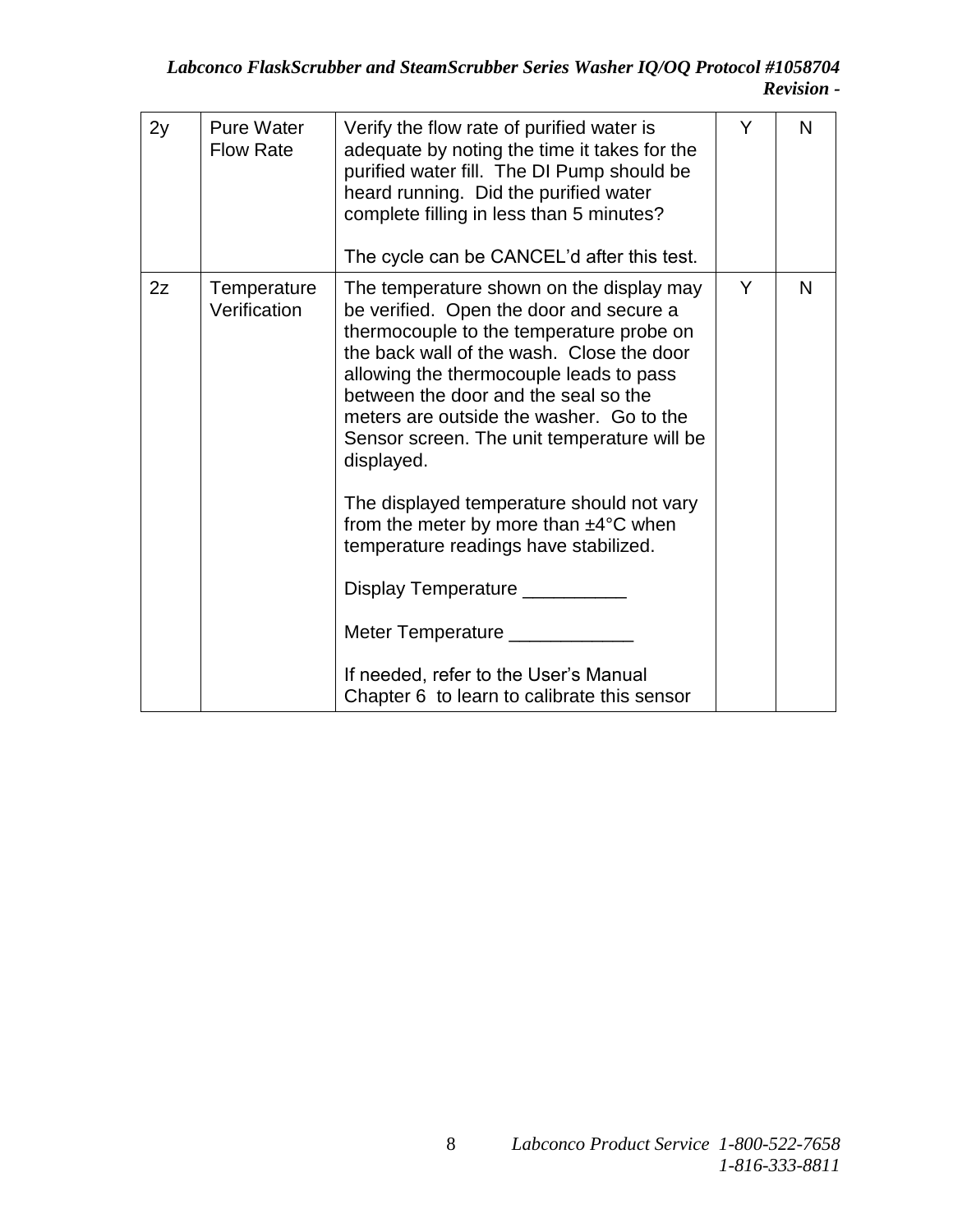| 2y | Pure Water Flow Rate | Verify the flow rate of purified water is adequate by noting the time it takes for the purified water fill. The DI Pump should be heard running. Did the purified water complete filling in less than 5 minutes?<br><br>The cycle can be CANCEL'd after this test. | Y | N |
|---|---|---|---|---|
| 2z | Temperature Verification | The temperature shown on the display may be verified. Open the door and secure a thermocouple to the temperature probe on the back wall of the wash. Close the door allowing the thermocouple leads to pass between the door and the seal so the meters are outside the washer. Go to the Sensor screen. The unit temperature will be displayed.<br><br>The displayed temperature should not vary from the meter by more than ±4°C when temperature readings have stabilized.<br><br>Display Temperature __________<br><br>Meter Temperature ____________<br><br>If needed, refer to the User's Manual Chapter 6 to learn to calibrate this sensor | Y | N |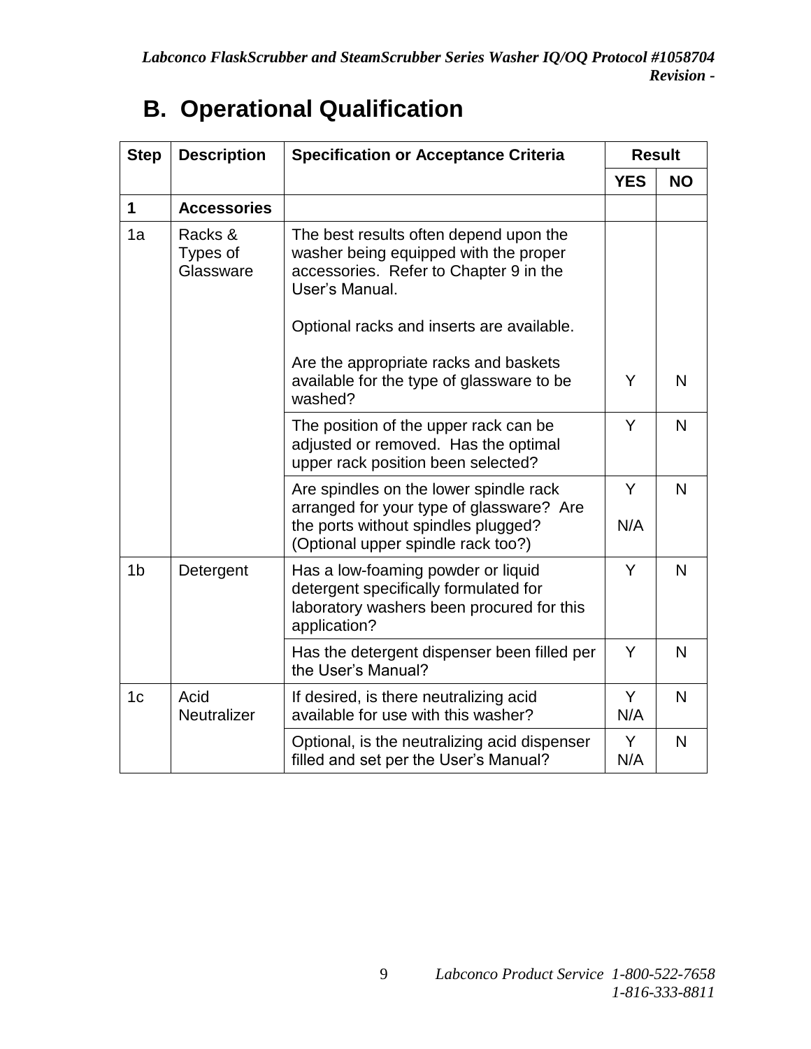## B. Operational Qualification

| Step | Description | Specification or Acceptance Criteria | Result | |
|---|---|---|---|---|
| | | | YES | NO |
| **1** | **Accessories** | | | |
| 1a | Racks & Types of Glassware | The best results often depend upon the washer being equipped with the proper accessories. Refer to Chapter 9 in the User's Manual.<br><br>Optional racks and inserts are available.<br><br>Are the appropriate racks and baskets available for the type of glassware to be washed? | Y | N |
| | | The position of the upper rack can be adjusted or removed. Has the optimal upper rack position been selected? | Y | N |
| | | Are spindles on the lower spindle rack arranged for your type of glassware? Are the ports without spindles plugged? (Optional upper spindle rack too?) | Y<br><br>N/A | N |
| 1b | Detergent | Has a low-foaming powder or liquid detergent specifically formulated for laboratory washers been procured for this application? | Y | N |
| | | Has the detergent dispenser been filled per the User's Manual? | Y | N |
| 1c | Acid Neutralizer | If desired, is there neutralizing acid available for use with this washer? | Y<br>N/A | N |
| | | Optional, is the neutralizing acid dispenser filled and set per the User's Manual? | Y<br>N/A | N |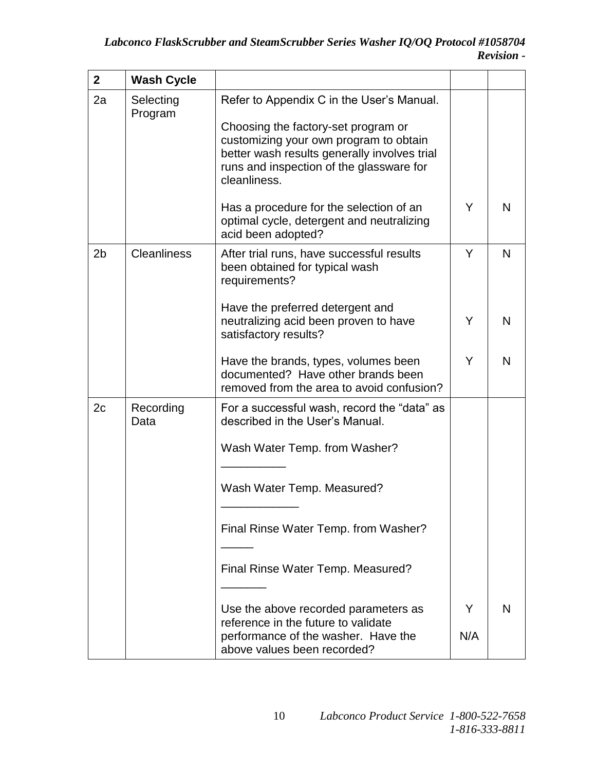| 2 | **Wash Cycle** | | | |
|---|---|---|---|---|
| 2a | Selecting Program | Refer to Appendix C in the User's Manual.<br><br>Choosing the factory-set program or customizing your own program to obtain better wash results generally involves trial runs and inspection of the glassware for cleanliness.<br><br>Has a procedure for the selection of an optimal cycle, detergent and neutralizing acid been adopted? | Y | N |
| 2b | Cleanliness | After trial runs, have successful results been obtained for typical wash requirements? | Y | N |
| | | Have the preferred detergent and neutralizing acid been proven to have satisfactory results? | Y | N |
| | | Have the brands, types, volumes been documented? Have other brands been removed from the area to avoid confusion? | Y | N |
| 2c | Recording Data | For a successful wash, record the "data" as described in the User's Manual.<br><br>Wash Water Temp. from Washer? __________<br><br>Wash Water Temp. Measured? ____________<br><br>Final Rinse Water Temp. from Washer? _____<br><br>Final Rinse Water Temp. Measured? _______ | | |
| | | Use the above recorded parameters as reference in the future to validate performance of the washer. Have the above values been recorded? | Y<br><br>N/A | N |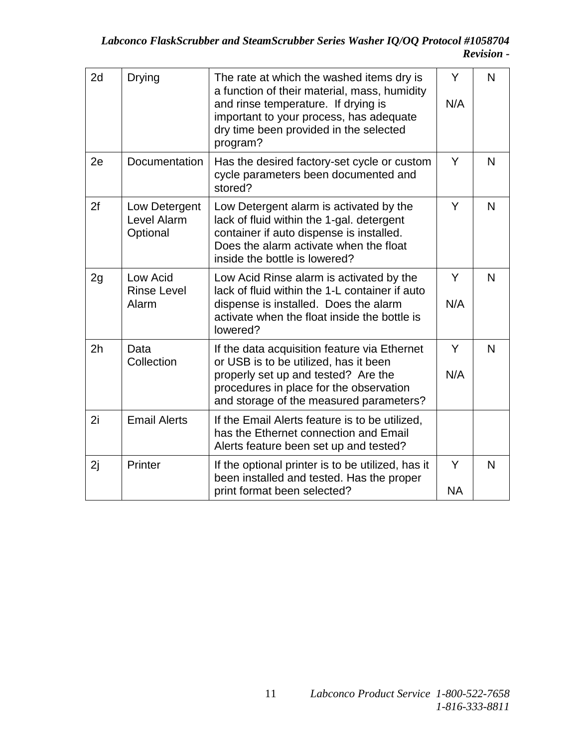| 2d | Drying | The rate at which the washed items dry is a function of their material, mass, humidity and rinse temperature. If drying is important to your process, has adequate dry time been provided in the selected program? | Y<br><br>N/A | N |
|---|---|---|---|---|
| 2e | Documentation | Has the desired factory-set cycle or custom cycle parameters been documented and stored? | Y | N |
| 2f | Low Detergent Level Alarm Optional | Low Detergent alarm is activated by the lack of fluid within the 1-gal. detergent container if auto dispense is installed. Does the alarm activate when the float inside the bottle is lowered? | Y | N |
| 2g | Low Acid Rinse Level Alarm | Low Acid Rinse alarm is activated by the lack of fluid within the 1-L container if auto dispense is installed. Does the alarm activate when the float inside the bottle is lowered? | Y<br><br>N/A | N |
| 2h | Data Collection | If the data acquisition feature via Ethernet or USB is to be utilized, has it been properly set up and tested? Are the procedures in place for the observation and storage of the measured parameters? | Y<br><br>N/A | N |
| 2i | Email Alerts | If the Email Alerts feature is to be utilized, has the Ethernet connection and Email Alerts feature been set up and tested? | | |
| 2j | Printer | If the optional printer is to be utilized, has it been installed and tested. Has the proper print format been selected? | Y<br><br>NA | N |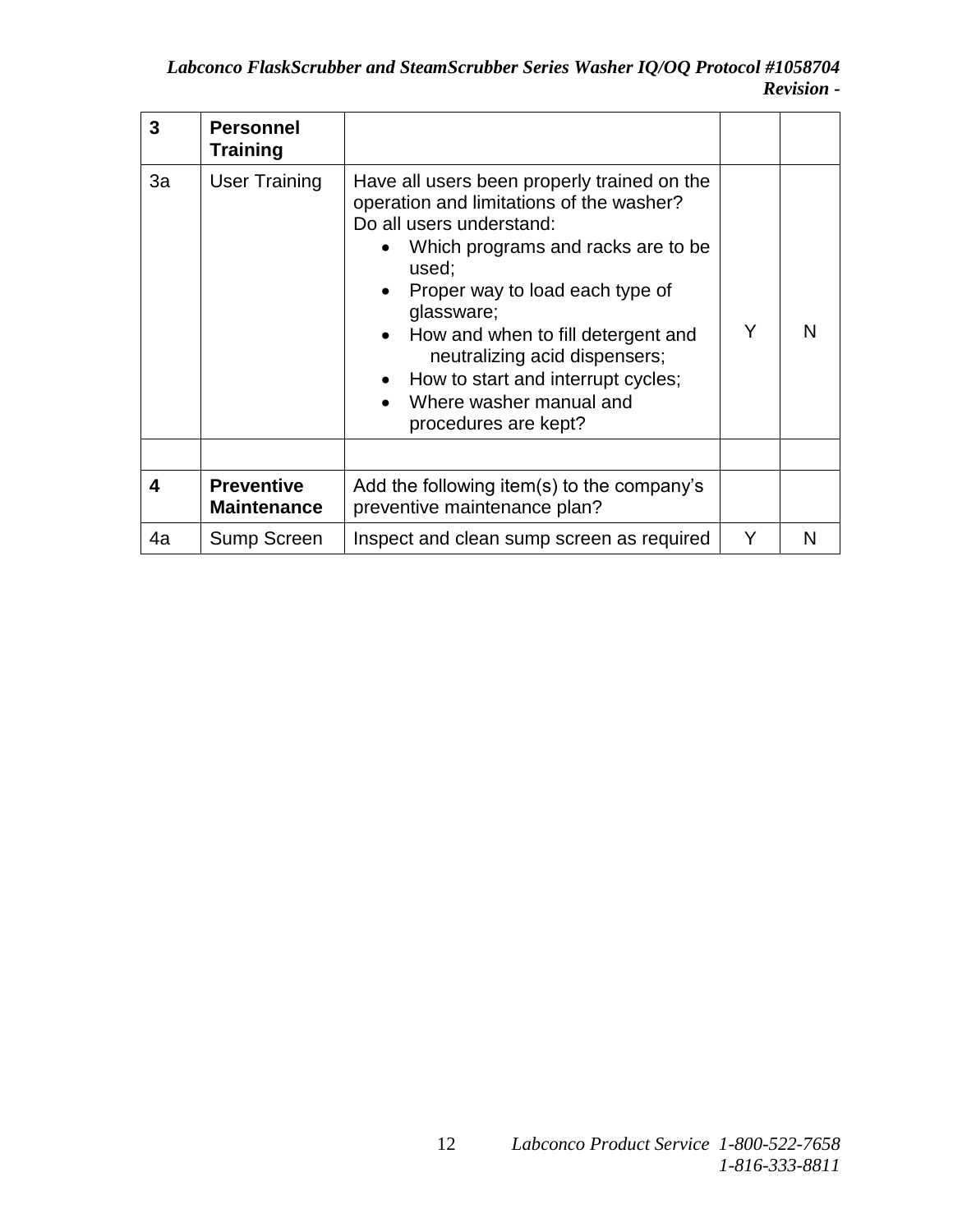| | | | | |
|---|---|---|---|---|
| **3** | **Personnel Training** | | | |
| 3a | User Training | Have all users been properly trained on the operation and limitations of the washer? Do all users understand:<br>• Which programs and racks are to be used;<br>• Proper way to load each type of glassware;<br>• How and when to fill detergent and neutralizing acid dispensers;<br>• How to start and interrupt cycles;<br>• Where washer manual and procedures are kept? | Y | N |
| | | | | |
| **4** | **Preventive Maintenance** | Add the following item(s) to the company's preventive maintenance plan? | | |
| 4a | Sump Screen | Inspect and clean sump screen as required | Y | N |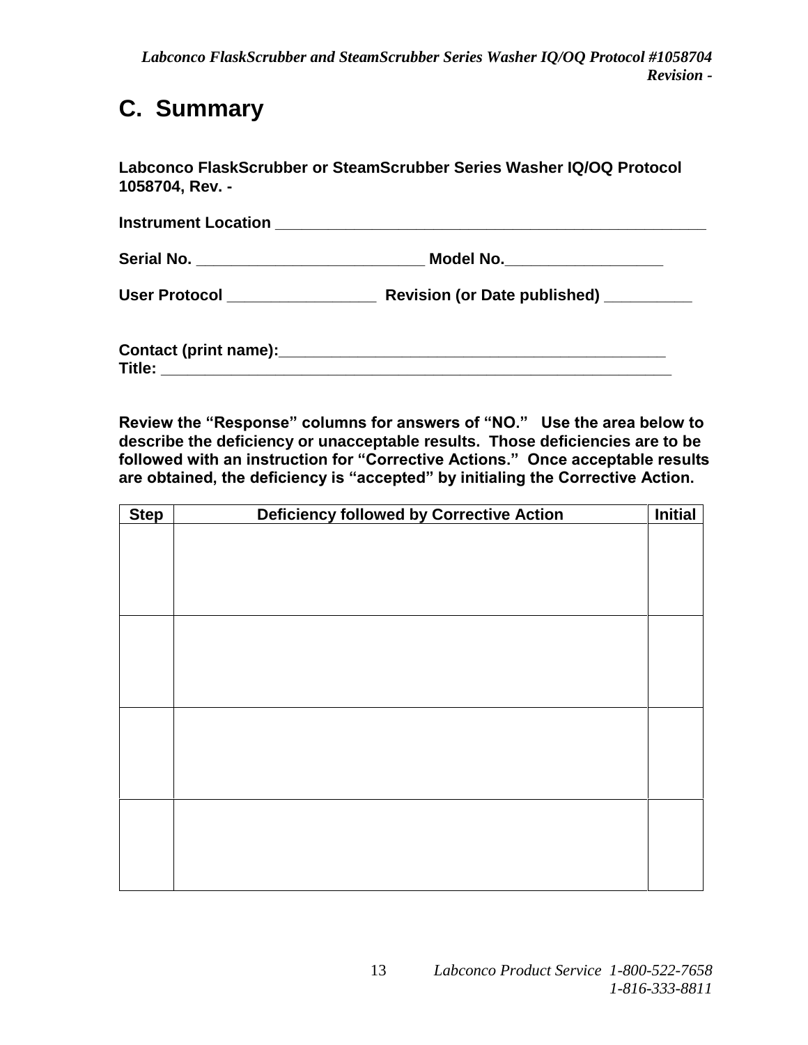## C. Summary

**Labconco FlaskScrubber or SteamScrubber Series Washer IQ/OQ Protocol 1058704, Rev. -**

**Instrument Location** ___________________________________________________

**Serial No.** __________________________ **Model No.**__________________

**User Protocol** _________________ **Revision (or Date published)** __________

**Contact (print name):**_____________________________________________
**Title:** ___________________________________________________________

**Review the "Response" columns for answers of "NO." Use the area below to describe the deficiency or unacceptable results. Those deficiencies are to be followed with an instruction for "Corrective Actions." Once acceptable results are obtained, the deficiency is "accepted" by initialing the Corrective Action.**

| Step | Deficiency followed by Corrective Action | Initial |
|---|---|---|
| | | |
| | | |
| | | |
| | | |